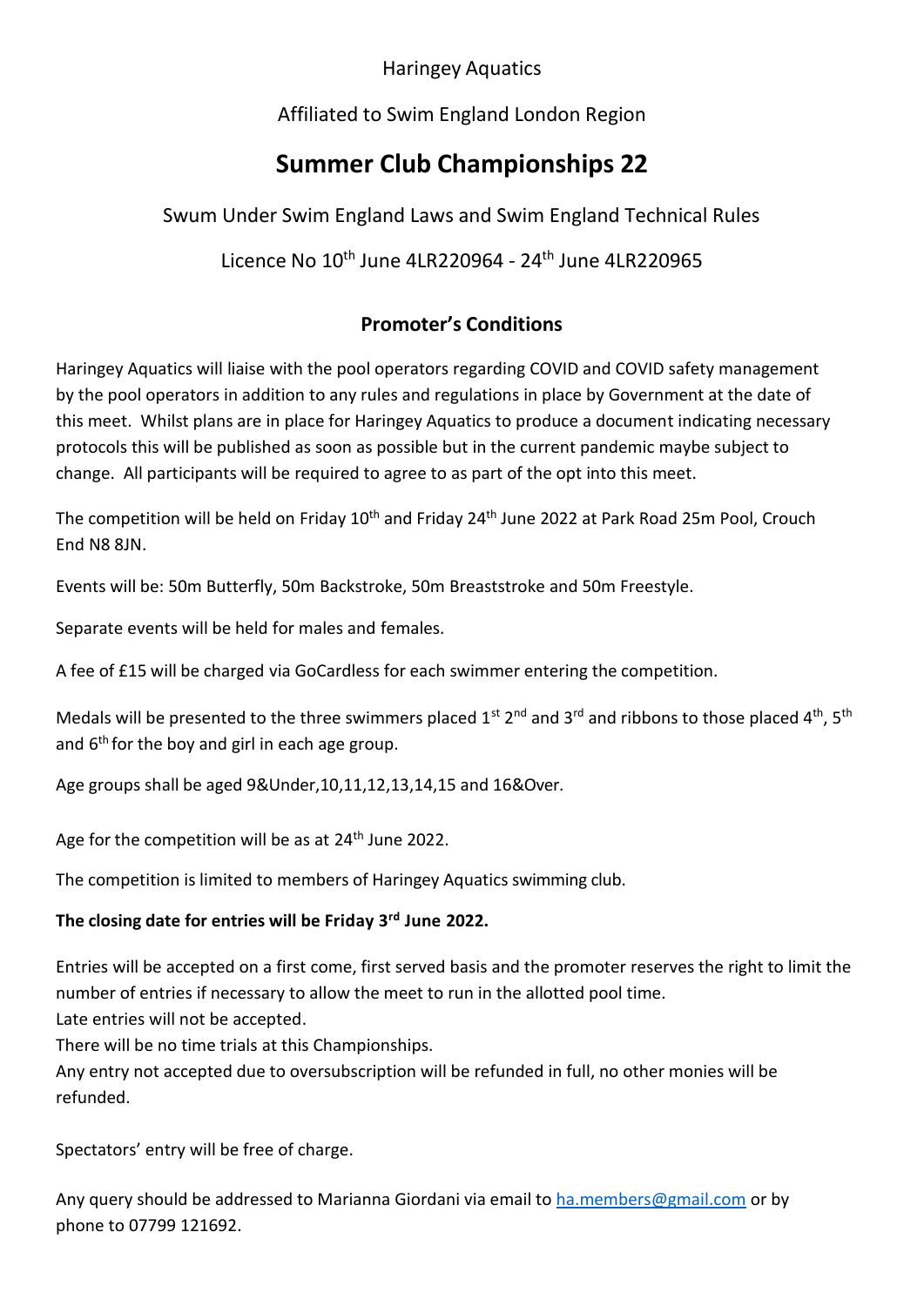Haringey Aquatics

Affiliated to Swim England London Region

# Summer Club Championships 22

Swum Under Swim England Laws and Swim England Technical Rules

Licence No 10th June 4LR220964 - 24th June 4LR220965

## Promoter's Conditions

Haringey Aquatics will liaise with the pool operators regarding COVID and COVID safety management by the pool operators in addition to any rules and regulations in place by Government at the date of this meet. Whilst plans are in place for Haringey Aquatics to produce a document indicating necessary protocols this will be published as soon as possible but in the current pandemic maybe subject to change. All participants will be required to agree to as part of the opt into this meet.

The competition will be held on Friday 10th and Friday 24th June 2022 at Park Road 25m Pool, Crouch End N8 8JN.

Events will be: 50m Butterfly, 50m Backstroke, 50m Breaststroke and 50m Freestyle.

Separate events will be held for males and females.

A fee of £15 will be charged via GoCardless for each swimmer entering the competition.

Medals will be presented to the three swimmers placed 1st 2nd and 3rd and ribbons to those placed 4th, 5th and 6th for the boy and girl in each age group.

Age groups shall be aged 9&Under,10,11,12,13,14,15 and 16&Over.

Age for the competition will be as at 24th June 2022.

The competition is limited to members of Haringey Aquatics swimming club.

**The closing date for entries will be Friday 3rd June 2022.**

Entries will be accepted on a first come, first served basis and the promoter reserves the right to limit the number of entries if necessary to allow the meet to run in the allotted pool time.
Late entries will not be accepted.
There will be no time trials at this Championships.
Any entry not accepted due to oversubscription will be refunded in full, no other monies will be refunded.

Spectators' entry will be free of charge.

Any query should be addressed to Marianna Giordani via email to [ha.members@gmail.com](mailto:ha.members@gmail.com) or by phone to 07799 121692.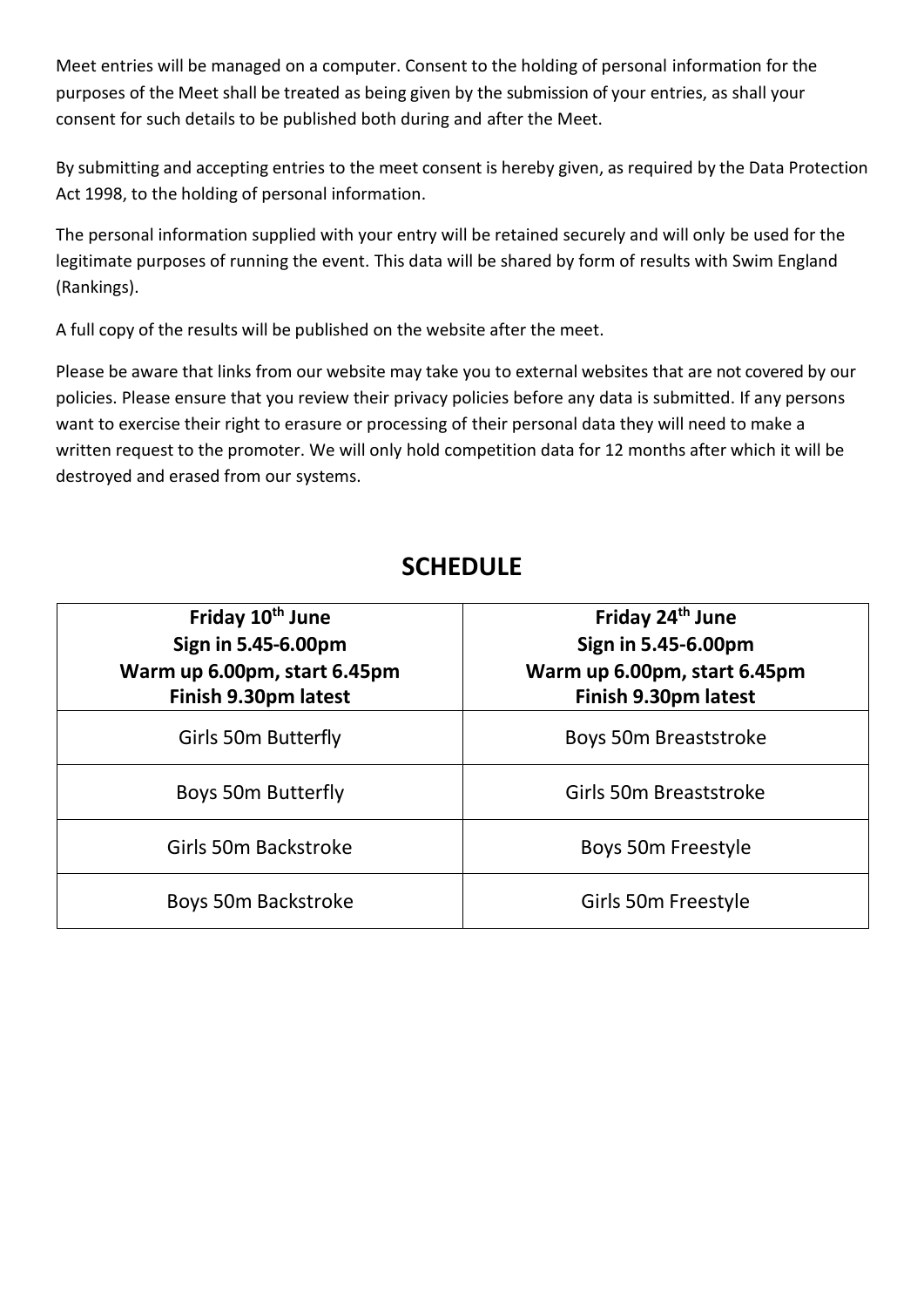Meet entries will be managed on a computer. Consent to the holding of personal information for the purposes of the Meet shall be treated as being given by the submission of your entries, as shall your consent for such details to be published both during and after the Meet.

By submitting and accepting entries to the meet consent is hereby given, as required by the Data Protection Act 1998, to the holding of personal information.

The personal information supplied with your entry will be retained securely and will only be used for the legitimate purposes of running the event. This data will be shared by form of results with Swim England (Rankings).

A full copy of the results will be published on the website after the meet.

Please be aware that links from our website may take you to external websites that are not covered by our policies. Please ensure that you review their privacy policies before any data is submitted. If any persons want to exercise their right to erasure or processing of their personal data they will need to make a written request to the promoter. We will only hold competition data for 12 months after which it will be destroyed and erased from our systems.

## SCHEDULE

| **Friday 10th June**<br>**Sign in 5.45-6.00pm**<br>**Warm up 6.00pm, start 6.45pm**<br>**Finish 9.30pm latest** | **Friday 24th June**<br>**Sign in 5.45-6.00pm**<br>**Warm up 6.00pm, start 6.45pm**<br>**Finish 9.30pm latest** |
|---|---|
| Girls 50m Butterfly | Boys 50m Breaststroke |
| Boys 50m Butterfly | Girls 50m Breaststroke |
| Girls 50m Backstroke | Boys 50m Freestyle |
| Boys 50m Backstroke | Girls 50m Freestyle |